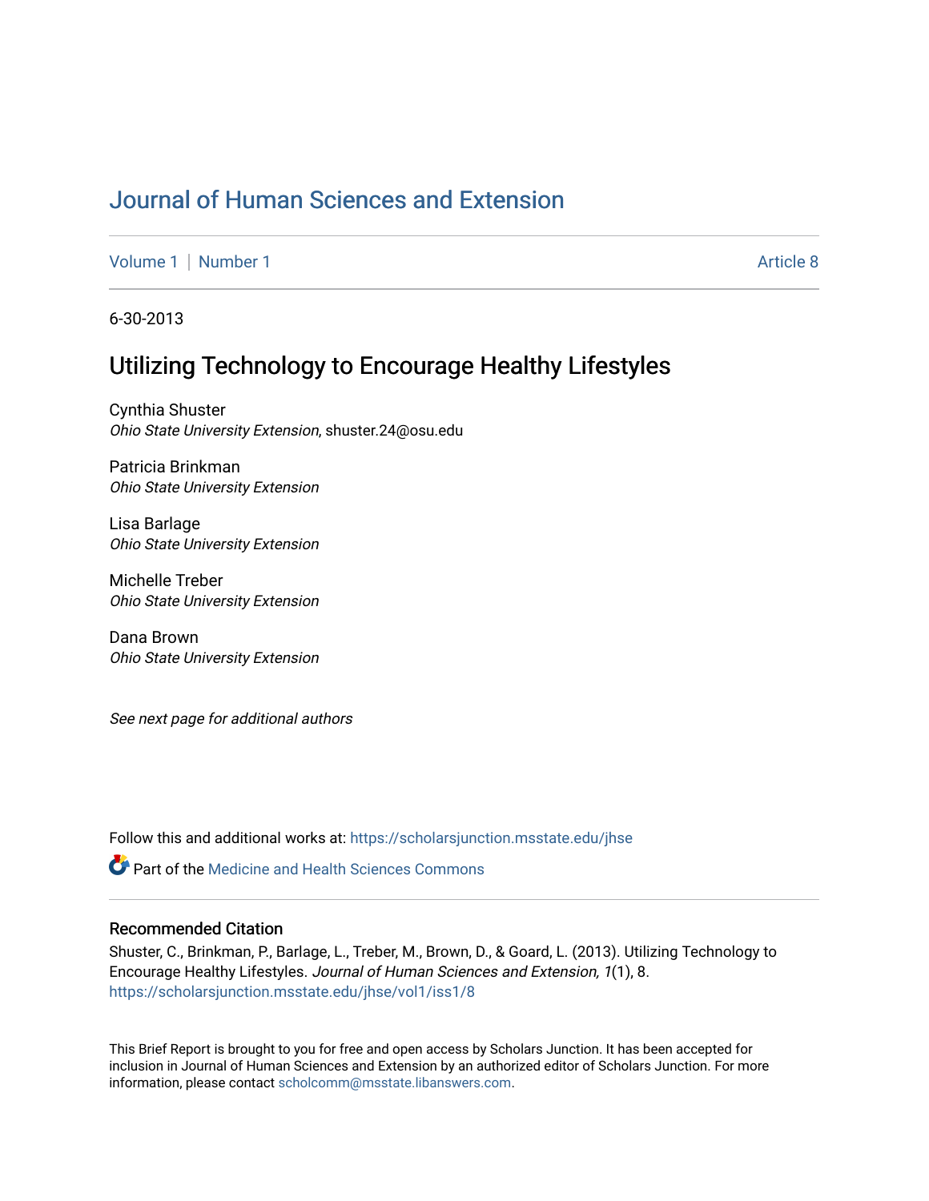# Journal of Human Sciences and Extension

Volume 1 | Number 1 Article 8

6-30-2013

## Utilizing Technology to Encourage Healthy Lifestyles

Cynthia Shuster
*Ohio State University Extension*, shuster.24@osu.edu

Patricia Brinkman
*Ohio State University Extension*

Lisa Barlage
*Ohio State University Extension*

Michelle Treber
*Ohio State University Extension*

Dana Brown
*Ohio State University Extension*

*See next page for additional authors*

Follow this and additional works at: https://scholarsjunction.msstate.edu/jhse

Part of the Medicine and Health Sciences Commons

### Recommended Citation

Shuster, C., Brinkman, P., Barlage, L., Treber, M., Brown, D., & Goard, L. (2013). Utilizing Technology to Encourage Healthy Lifestyles. *Journal of Human Sciences and Extension, 1*(1), 8. https://scholarsjunction.msstate.edu/jhse/vol1/iss1/8

This Brief Report is brought to you for free and open access by Scholars Junction. It has been accepted for inclusion in Journal of Human Sciences and Extension by an authorized editor of Scholars Junction. For more information, please contact scholcomm@msstate.libanswers.com.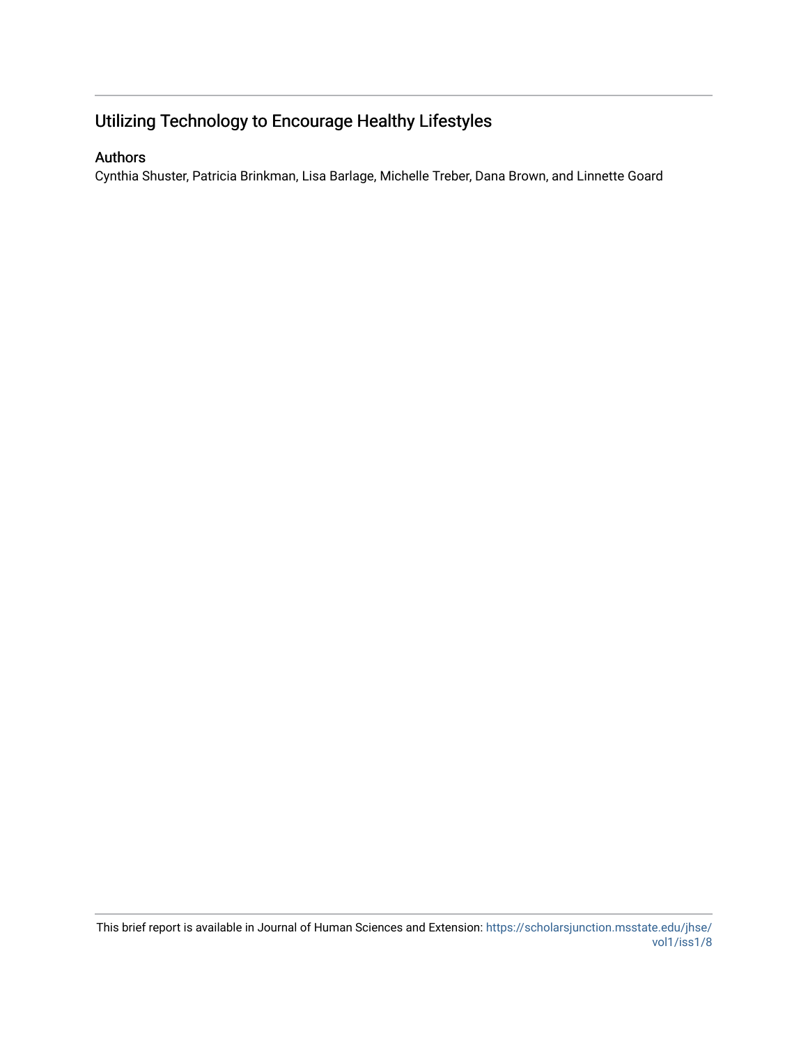# Utilizing Technology to Encourage Healthy Lifestyles

## Authors

Cynthia Shuster, Patricia Brinkman, Lisa Barlage, Michelle Treber, Dana Brown, and Linnette Goard

This brief report is available in Journal of Human Sciences and Extension: https://scholarsjunction.msstate.edu/jhse/vol1/iss1/8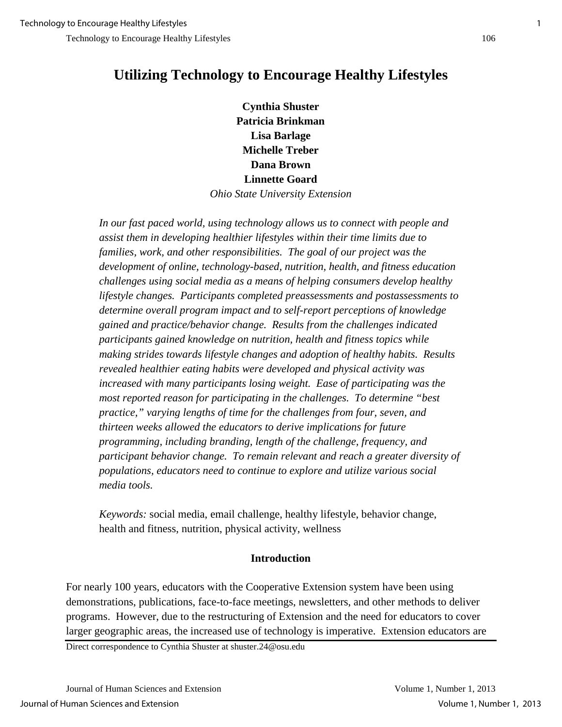# Utilizing Technology to Encourage Healthy Lifestyles

**Cynthia Shuster**
**Patricia Brinkman**
**Lisa Barlage**
**Michelle Treber**
**Dana Brown**
**Linnette Goard**
*Ohio State University Extension*

*In our fast paced world, using technology allows us to connect with people and assist them in developing healthier lifestyles within their time limits due to families, work, and other responsibilities. The goal of our project was the development of online, technology-based, nutrition, health, and fitness education challenges using social media as a means of helping consumers develop healthy lifestyle changes. Participants completed preassessments and postassessments to determine overall program impact and to self-report perceptions of knowledge gained and practice/behavior change. Results from the challenges indicated participants gained knowledge on nutrition, health and fitness topics while making strides towards lifestyle changes and adoption of healthy habits. Results revealed healthier eating habits were developed and physical activity was increased with many participants losing weight. Ease of participating was the most reported reason for participating in the challenges. To determine "best practice," varying lengths of time for the challenges from four, seven, and thirteen weeks allowed the educators to derive implications for future programming, including branding, length of the challenge, frequency, and participant behavior change. To remain relevant and reach a greater diversity of populations, educators need to continue to explore and utilize various social media tools.*

*Keywords:* social media, email challenge, healthy lifestyle, behavior change, health and fitness, nutrition, physical activity, wellness

## Introduction

For nearly 100 years, educators with the Cooperative Extension system have been using demonstrations, publications, face-to-face meetings, newsletters, and other methods to deliver programs. However, due to the restructuring of Extension and the need for educators to cover larger geographic areas, the increased use of technology is imperative. Extension educators are

Direct correspondence to Cynthia Shuster at shuster.24@osu.edu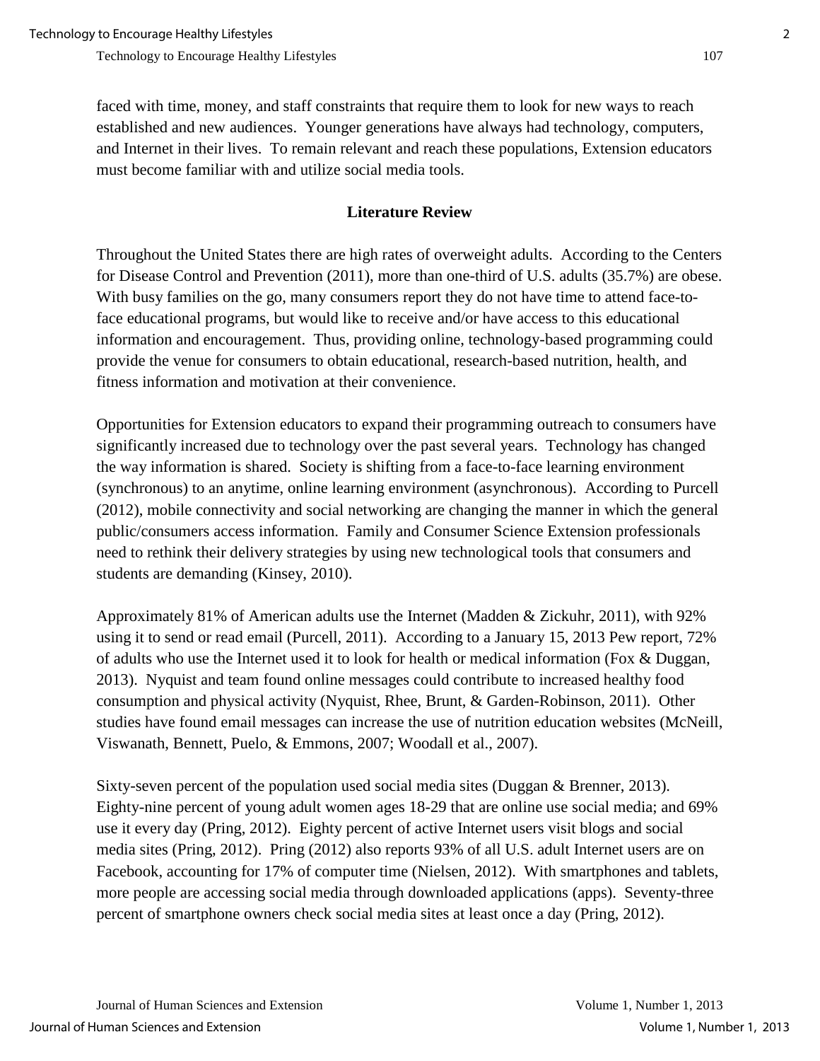faced with time, money, and staff constraints that require them to look for new ways to reach established and new audiences. Younger generations have always had technology, computers, and Internet in their lives. To remain relevant and reach these populations, Extension educators must become familiar with and utilize social media tools.

## Literature Review

Throughout the United States there are high rates of overweight adults. According to the Centers for Disease Control and Prevention (2011), more than one-third of U.S. adults (35.7%) are obese. With busy families on the go, many consumers report they do not have time to attend face-to-face educational programs, but would like to receive and/or have access to this educational information and encouragement. Thus, providing online, technology-based programming could provide the venue for consumers to obtain educational, research-based nutrition, health, and fitness information and motivation at their convenience.

Opportunities for Extension educators to expand their programming outreach to consumers have significantly increased due to technology over the past several years. Technology has changed the way information is shared. Society is shifting from a face-to-face learning environment (synchronous) to an anytime, online learning environment (asynchronous). According to Purcell (2012), mobile connectivity and social networking are changing the manner in which the general public/consumers access information. Family and Consumer Science Extension professionals need to rethink their delivery strategies by using new technological tools that consumers and students are demanding (Kinsey, 2010).

Approximately 81% of American adults use the Internet (Madden & Zickuhr, 2011), with 92% using it to send or read email (Purcell, 2011). According to a January 15, 2013 Pew report, 72% of adults who use the Internet used it to look for health or medical information (Fox & Duggan, 2013). Nyquist and team found online messages could contribute to increased healthy food consumption and physical activity (Nyquist, Rhee, Brunt, & Garden-Robinson, 2011). Other studies have found email messages can increase the use of nutrition education websites (McNeill, Viswanath, Bennett, Puelo, & Emmons, 2007; Woodall et al., 2007).

Sixty-seven percent of the population used social media sites (Duggan & Brenner, 2013). Eighty-nine percent of young adult women ages 18-29 that are online use social media; and 69% use it every day (Pring, 2012). Eighty percent of active Internet users visit blogs and social media sites (Pring, 2012). Pring (2012) also reports 93% of all U.S. adult Internet users are on Facebook, accounting for 17% of computer time (Nielsen, 2012). With smartphones and tablets, more people are accessing social media through downloaded applications (apps). Seventy-three percent of smartphone owners check social media sites at least once a day (Pring, 2012).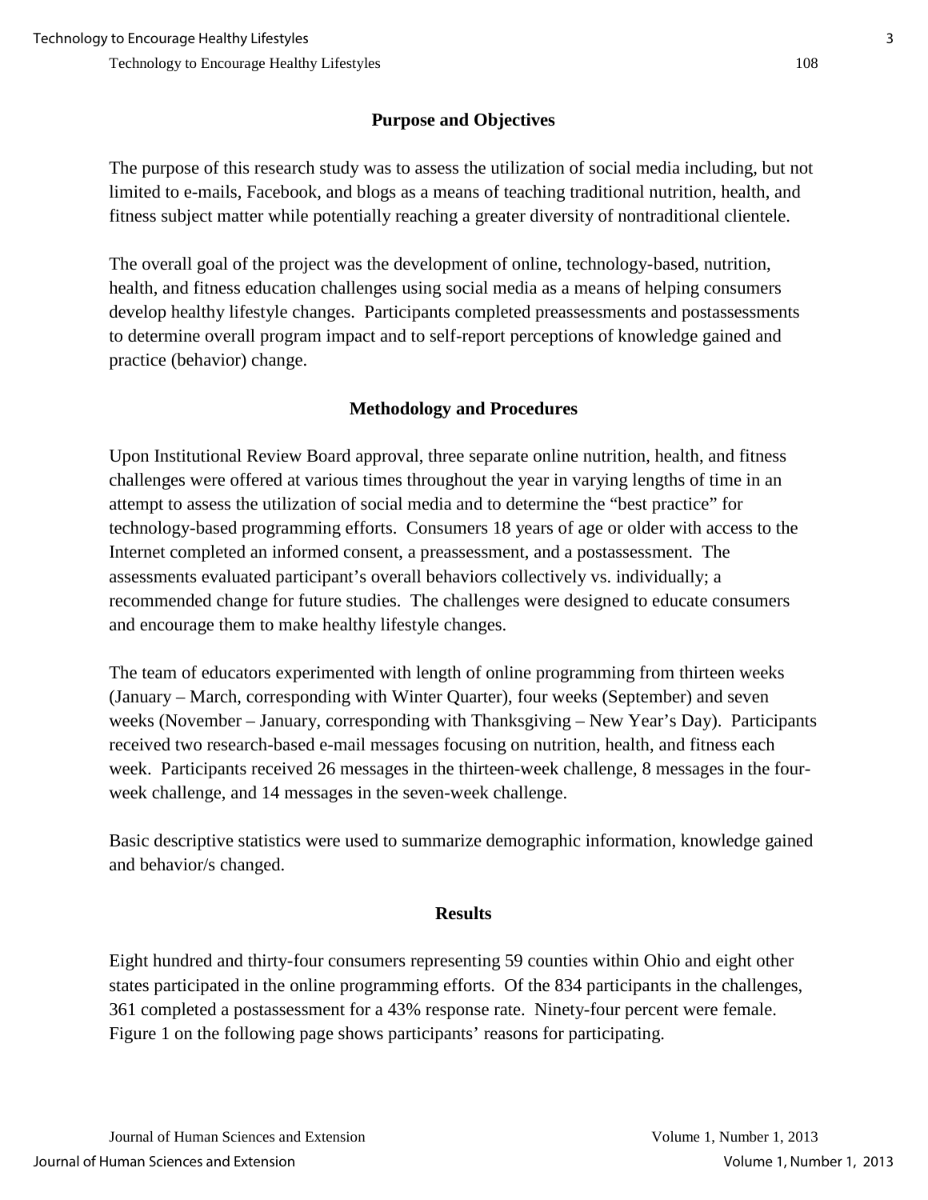## Purpose and Objectives

The purpose of this research study was to assess the utilization of social media including, but not limited to e-mails, Facebook, and blogs as a means of teaching traditional nutrition, health, and fitness subject matter while potentially reaching a greater diversity of nontraditional clientele.

The overall goal of the project was the development of online, technology-based, nutrition, health, and fitness education challenges using social media as a means of helping consumers develop healthy lifestyle changes. Participants completed preassessments and postassessments to determine overall program impact and to self-report perceptions of knowledge gained and practice (behavior) change.

## Methodology and Procedures

Upon Institutional Review Board approval, three separate online nutrition, health, and fitness challenges were offered at various times throughout the year in varying lengths of time in an attempt to assess the utilization of social media and to determine the "best practice" for technology-based programming efforts. Consumers 18 years of age or older with access to the Internet completed an informed consent, a preassessment, and a postassessment. The assessments evaluated participant's overall behaviors collectively vs. individually; a recommended change for future studies. The challenges were designed to educate consumers and encourage them to make healthy lifestyle changes.

The team of educators experimented with length of online programming from thirteen weeks (January – March, corresponding with Winter Quarter), four weeks (September) and seven weeks (November – January, corresponding with Thanksgiving – New Year's Day). Participants received two research-based e-mail messages focusing on nutrition, health, and fitness each week. Participants received 26 messages in the thirteen-week challenge, 8 messages in the four-week challenge, and 14 messages in the seven-week challenge.

Basic descriptive statistics were used to summarize demographic information, knowledge gained and behavior/s changed.

## Results

Eight hundred and thirty-four consumers representing 59 counties within Ohio and eight other states participated in the online programming efforts. Of the 834 participants in the challenges, 361 completed a postassessment for a 43% response rate. Ninety-four percent were female. Figure 1 on the following page shows participants' reasons for participating.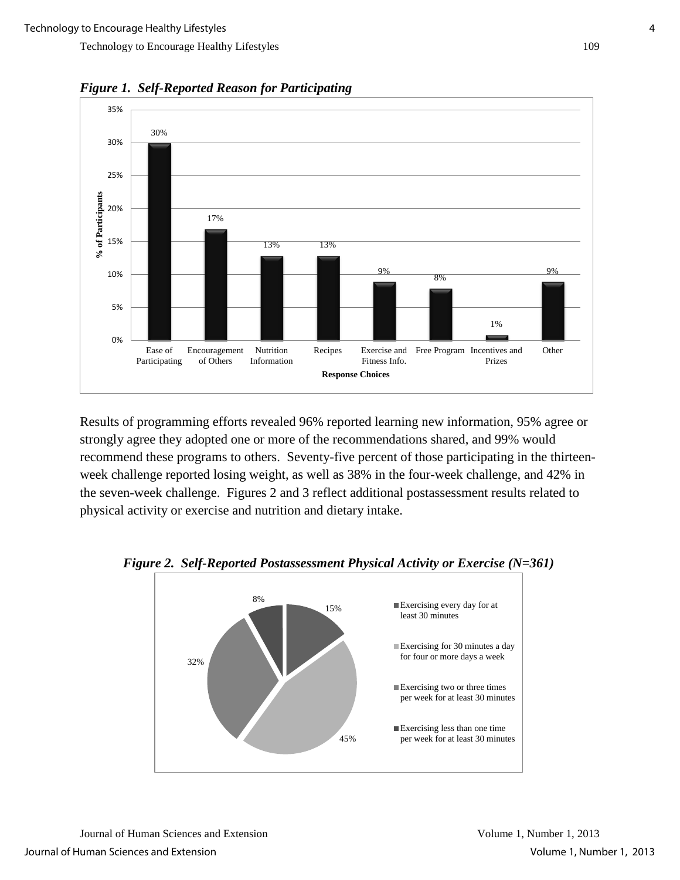*Figure 1. Self-Reported Reason for Participating*

| Response Choices | % of Participants |
|---|---|
| Ease of Participating | 30% |
| Encouragement of Others | 17% |
| Nutrition Information | 13% |
| Recipes | 13% |
| Exercise and Fitness Info. | 9% |
| Free Program | 8% |
| Incentives and Prizes | 1% |
| Other | 9% |

Results of programming efforts revealed 96% reported learning new information, 95% agree or strongly agree they adopted one or more of the recommendations shared, and 99% would recommend these programs to others. Seventy-five percent of those participating in the thirteen-week challenge reported losing weight, as well as 38% in the four-week challenge, and 42% in the seven-week challenge. Figures 2 and 3 reflect additional postassessment results related to physical activity or exercise and nutrition and dietary intake.

*Figure 2. Self-Reported Postassessment Physical Activity or Exercise (N=361)*

| Response | % |
|---|---|
| Exercising every day for at least 30 minutes | 15% |
| Exercising for 30 minutes a day for four or more days a week | 45% |
| Exercising two or three times per week for at least 30 minutes | 32% |
| Exercising less than one time per week for at least 30 minutes | 8% |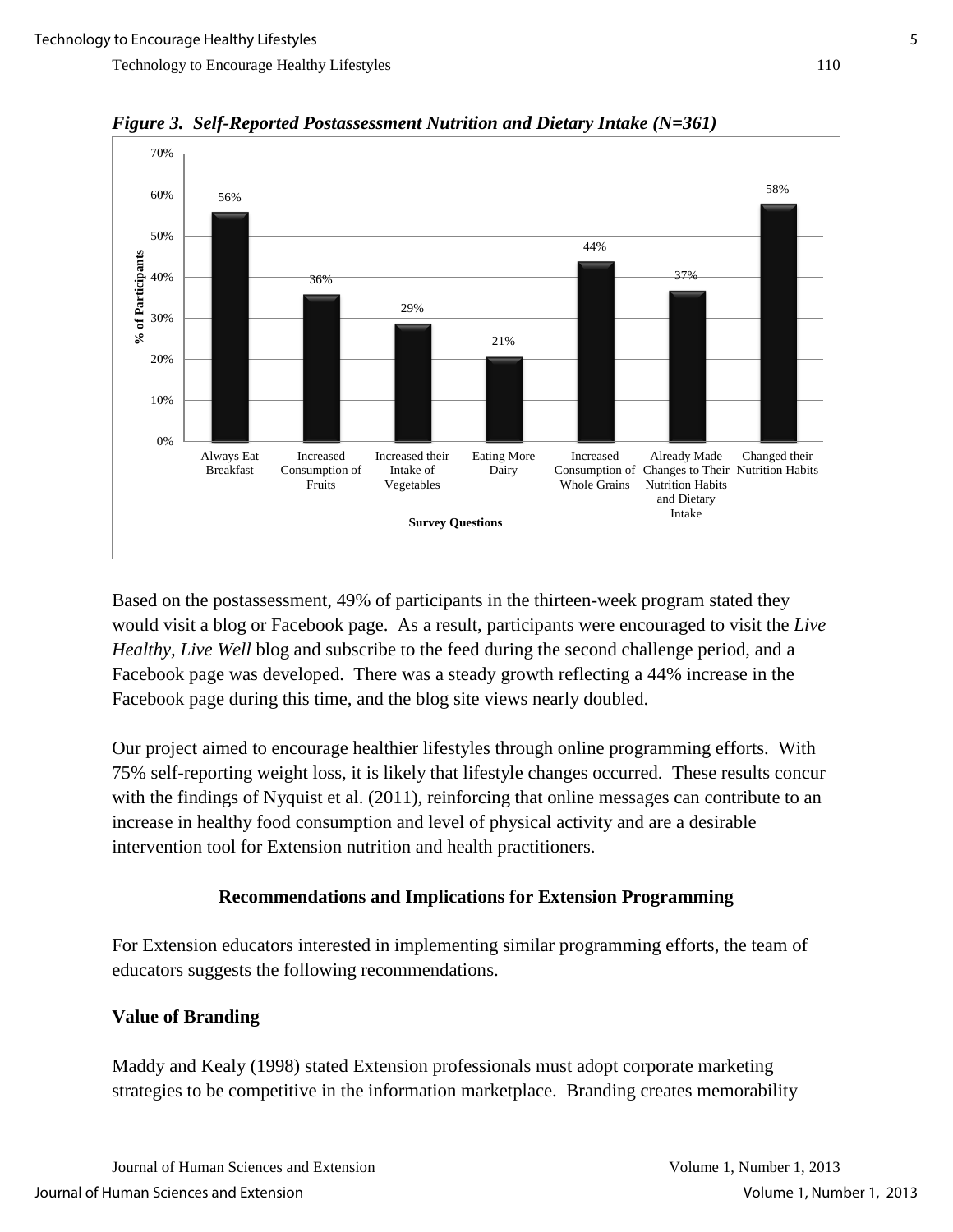*Figure 3. Self-Reported Postassessment Nutrition and Dietary Intake (N=361)*

| Survey Questions | % of Participants |
|---|---|
| Always Eat Breakfast | 56% |
| Increased Consumption of Fruits | 36% |
| Increased their Intake of Vegetables | 29% |
| Eating More Dairy | 21% |
| Increased Consumption of Whole Grains | 44% |
| Already Made Changes to Their Nutrition Habits and Dietary Intake | 37% |
| Changed their Nutrition Habits | 58% |

Based on the postassessment, 49% of participants in the thirteen-week program stated they would visit a blog or Facebook page. As a result, participants were encouraged to visit the *Live Healthy, Live Well* blog and subscribe to the feed during the second challenge period, and a Facebook page was developed. There was a steady growth reflecting a 44% increase in the Facebook page during this time, and the blog site views nearly doubled.

Our project aimed to encourage healthier lifestyles through online programming efforts. With 75% self-reporting weight loss, it is likely that lifestyle changes occurred. These results concur with the findings of Nyquist et al. (2011), reinforcing that online messages can contribute to an increase in healthy food consumption and level of physical activity and are a desirable intervention tool for Extension nutrition and health practitioners.

## Recommendations and Implications for Extension Programming

For Extension educators interested in implementing similar programming efforts, the team of educators suggests the following recommendations.

### Value of Branding

Maddy and Kealy (1998) stated Extension professionals must adopt corporate marketing strategies to be competitive in the information marketplace. Branding creates memorability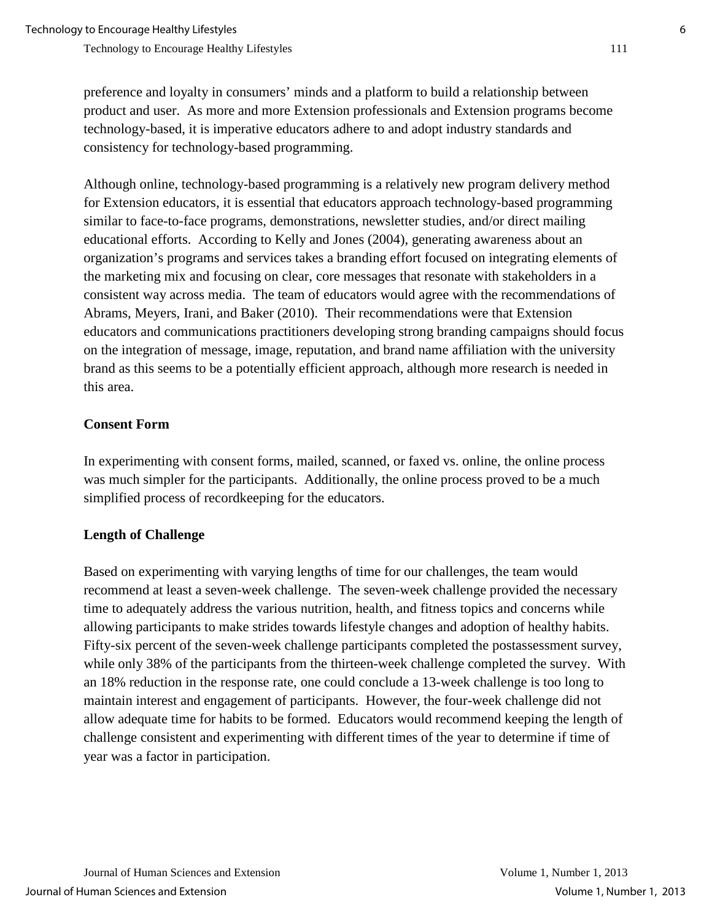preference and loyalty in consumers' minds and a platform to build a relationship between product and user. As more and more Extension professionals and Extension programs become technology-based, it is imperative educators adhere to and adopt industry standards and consistency for technology-based programming.

Although online, technology-based programming is a relatively new program delivery method for Extension educators, it is essential that educators approach technology-based programming similar to face-to-face programs, demonstrations, newsletter studies, and/or direct mailing educational efforts. According to Kelly and Jones (2004), generating awareness about an organization's programs and services takes a branding effort focused on integrating elements of the marketing mix and focusing on clear, core messages that resonate with stakeholders in a consistent way across media. The team of educators would agree with the recommendations of Abrams, Meyers, Irani, and Baker (2010). Their recommendations were that Extension educators and communications practitioners developing strong branding campaigns should focus on the integration of message, image, reputation, and brand name affiliation with the university brand as this seems to be a potentially efficient approach, although more research is needed in this area.

**Consent Form**

In experimenting with consent forms, mailed, scanned, or faxed vs. online, the online process was much simpler for the participants. Additionally, the online process proved to be a much simplified process of recordkeeping for the educators.

**Length of Challenge**

Based on experimenting with varying lengths of time for our challenges, the team would recommend at least a seven-week challenge. The seven-week challenge provided the necessary time to adequately address the various nutrition, health, and fitness topics and concerns while allowing participants to make strides towards lifestyle changes and adoption of healthy habits. Fifty-six percent of the seven-week challenge participants completed the postassessment survey, while only 38% of the participants from the thirteen-week challenge completed the survey. With an 18% reduction in the response rate, one could conclude a 13-week challenge is too long to maintain interest and engagement of participants. However, the four-week challenge did not allow adequate time for habits to be formed. Educators would recommend keeping the length of challenge consistent and experimenting with different times of the year to determine if time of year was a factor in participation.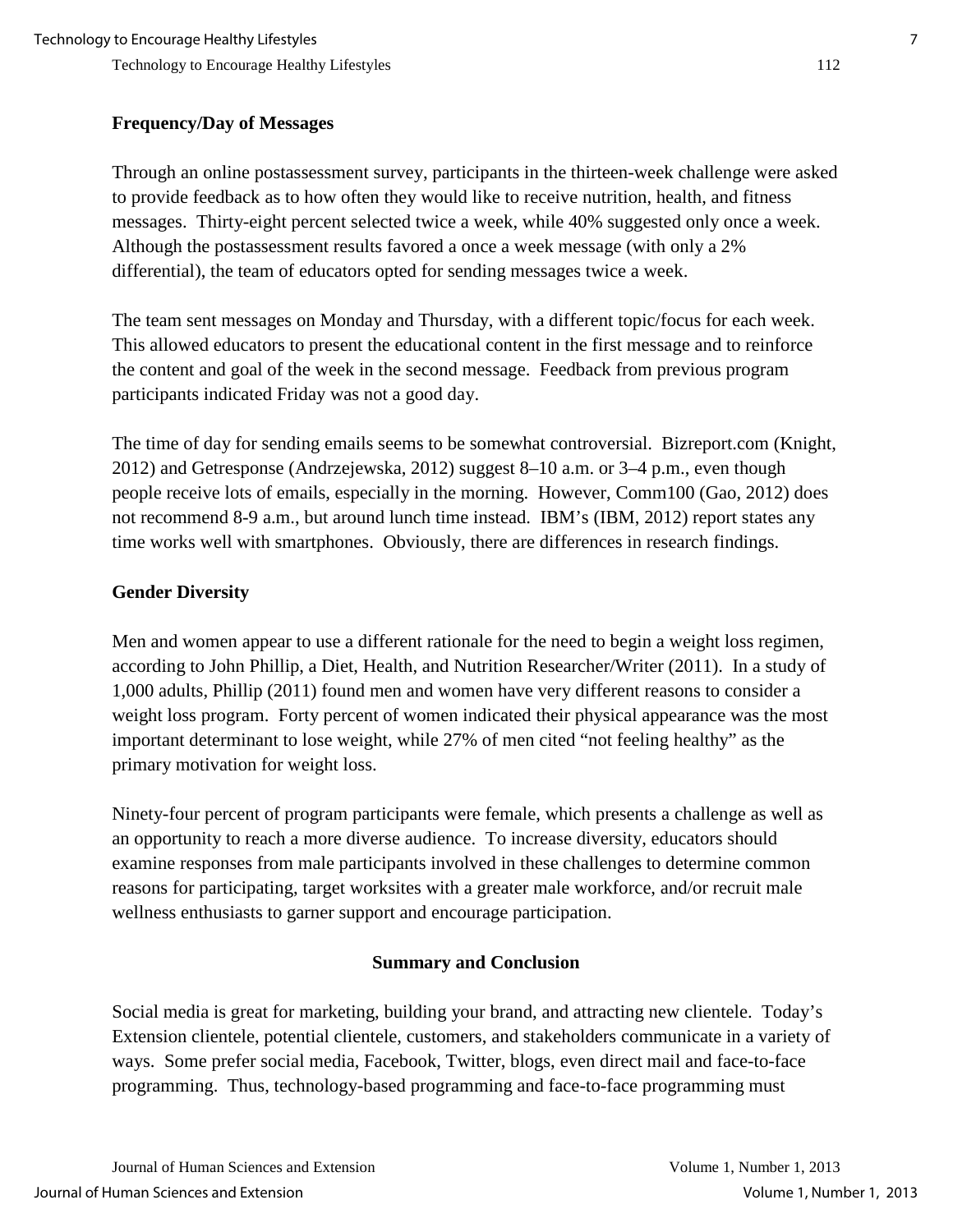**Frequency/Day of Messages**

Through an online postassessment survey, participants in the thirteen-week challenge were asked to provide feedback as to how often they would like to receive nutrition, health, and fitness messages. Thirty-eight percent selected twice a week, while 40% suggested only once a week. Although the postassessment results favored a once a week message (with only a 2% differential), the team of educators opted for sending messages twice a week.

The team sent messages on Monday and Thursday, with a different topic/focus for each week. This allowed educators to present the educational content in the first message and to reinforce the content and goal of the week in the second message. Feedback from previous program participants indicated Friday was not a good day.

The time of day for sending emails seems to be somewhat controversial. Bizreport.com (Knight, 2012) and Getresponse (Andrzejewska, 2012) suggest 8–10 a.m. or 3–4 p.m., even though people receive lots of emails, especially in the morning. However, Comm100 (Gao, 2012) does not recommend 8-9 a.m., but around lunch time instead. IBM's (IBM, 2012) report states any time works well with smartphones. Obviously, there are differences in research findings.

**Gender Diversity**

Men and women appear to use a different rationale for the need to begin a weight loss regimen, according to John Phillip, a Diet, Health, and Nutrition Researcher/Writer (2011). In a study of 1,000 adults, Phillip (2011) found men and women have very different reasons to consider a weight loss program. Forty percent of women indicated their physical appearance was the most important determinant to lose weight, while 27% of men cited "not feeling healthy" as the primary motivation for weight loss.

Ninety-four percent of program participants were female, which presents a challenge as well as an opportunity to reach a more diverse audience. To increase diversity, educators should examine responses from male participants involved in these challenges to determine common reasons for participating, target worksites with a greater male workforce, and/or recruit male wellness enthusiasts to garner support and encourage participation.

## Summary and Conclusion

Social media is great for marketing, building your brand, and attracting new clientele. Today's Extension clientele, potential clientele, customers, and stakeholders communicate in a variety of ways. Some prefer social media, Facebook, Twitter, blogs, even direct mail and face-to-face programming. Thus, technology-based programming and face-to-face programming must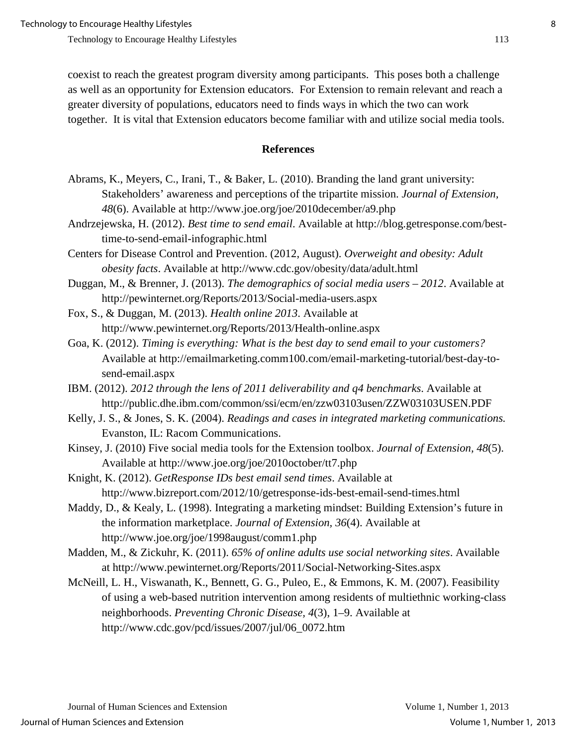coexist to reach the greatest program diversity among participants. This poses both a challenge as well as an opportunity for Extension educators. For Extension to remain relevant and reach a greater diversity of populations, educators need to finds ways in which the two can work together. It is vital that Extension educators become familiar with and utilize social media tools.

## References

Abrams, K., Meyers, C., Irani, T., & Baker, L. (2010). Branding the land grant university: Stakeholders' awareness and perceptions of the tripartite mission. *Journal of Extension, 48*(6). Available at http://www.joe.org/joe/2010december/a9.php

Andrzejewska, H. (2012). *Best time to send email*. Available at http://blog.getresponse.com/best-time-to-send-email-infographic.html

Centers for Disease Control and Prevention. (2012, August). *Overweight and obesity: Adult obesity facts*. Available at http://www.cdc.gov/obesity/data/adult.html

Duggan, M., & Brenner, J. (2013). *The demographics of social media users – 2012*. Available at http://pewinternet.org/Reports/2013/Social-media-users.aspx

Fox, S., & Duggan, M. (2013). *Health online 2013*. Available at http://www.pewinternet.org/Reports/2013/Health-online.aspx

Goa, K. (2012). *Timing is everything: What is the best day to send email to your customers?* Available at http://emailmarketing.comm100.com/email-marketing-tutorial/best-day-to-send-email.aspx

IBM. (2012). *2012 through the lens of 2011 deliverability and q4 benchmarks*. Available at http://public.dhe.ibm.com/common/ssi/ecm/en/zzw03103usen/ZZW03103USEN.PDF

Kelly, J. S., & Jones, S. K. (2004). *Readings and cases in integrated marketing communications.* Evanston, IL: Racom Communications.

Kinsey, J. (2010) Five social media tools for the Extension toolbox. *Journal of Extension, 48*(5). Available at http://www.joe.org/joe/2010october/tt7.php

Knight, K. (2012). *GetResponse IDs best email send times*. Available at http://www.bizreport.com/2012/10/getresponse-ids-best-email-send-times.html

Maddy, D., & Kealy, L. (1998). Integrating a marketing mindset: Building Extension's future in the information marketplace. *Journal of Extension, 36*(4). Available at http://www.joe.org/joe/1998august/comm1.php

Madden, M., & Zickuhr, K. (2011). *65% of online adults use social networking sites*. Available at http://www.pewinternet.org/Reports/2011/Social-Networking-Sites.aspx

McNeill, L. H., Viswanath, K., Bennett, G. G., Puleo, E., & Emmons, K. M. (2007). Feasibility of using a web-based nutrition intervention among residents of multiethnic working-class neighborhoods. *Preventing Chronic Disease, 4*(3), 1–9. Available at http://www.cdc.gov/pcd/issues/2007/jul/06_0072.htm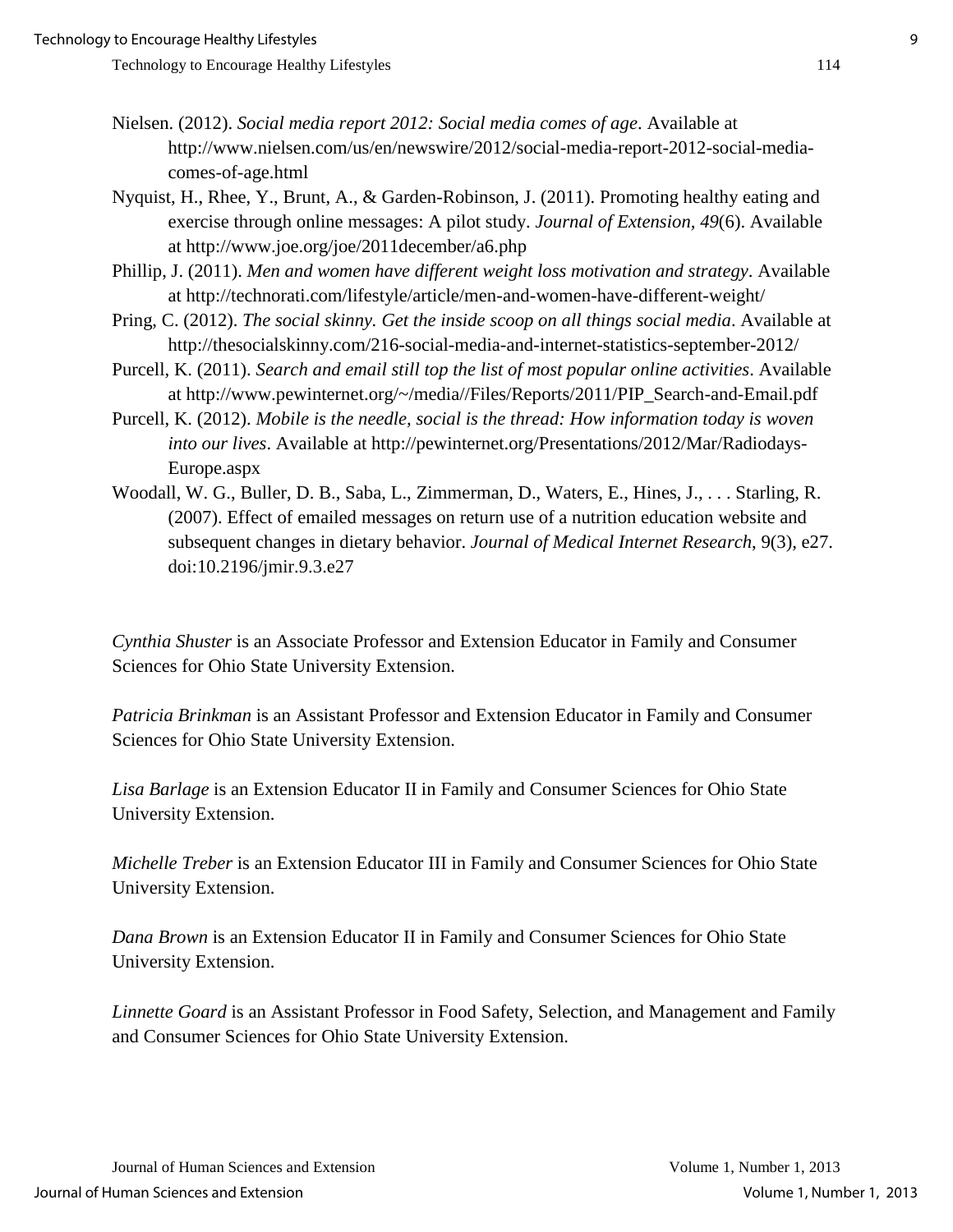Nielsen. (2012). *Social media report 2012: Social media comes of age*. Available at http://www.nielsen.com/us/en/newswire/2012/social-media-report-2012-social-media-comes-of-age.html

Nyquist, H., Rhee, Y., Brunt, A., & Garden-Robinson, J. (2011). Promoting healthy eating and exercise through online messages: A pilot study. *Journal of Extension, 49*(6). Available at http://www.joe.org/joe/2011december/a6.php

Phillip, J. (2011). *Men and women have different weight loss motivation and strategy*. Available at http://technorati.com/lifestyle/article/men-and-women-have-different-weight/

Pring, C. (2012). *The social skinny. Get the inside scoop on all things social media*. Available at http://thesocialskinny.com/216-social-media-and-internet-statistics-september-2012/

Purcell, K. (2011). *Search and email still top the list of most popular online activities*. Available at http://www.pewinternet.org/~/media//Files/Reports/2011/PIP_Search-and-Email.pdf

Purcell, K. (2012). *Mobile is the needle, social is the thread: How information today is woven into our lives*. Available at http://pewinternet.org/Presentations/2012/Mar/Radiodays-Europe.aspx

Woodall, W. G., Buller, D. B., Saba, L., Zimmerman, D., Waters, E., Hines, J., . . . Starling, R. (2007). Effect of emailed messages on return use of a nutrition education website and subsequent changes in dietary behavior. *Journal of Medical Internet Research*, 9(3), e27. doi:10.2196/jmir.9.3.e27

*Cynthia Shuster* is an Associate Professor and Extension Educator in Family and Consumer Sciences for Ohio State University Extension.

*Patricia Brinkman* is an Assistant Professor and Extension Educator in Family and Consumer Sciences for Ohio State University Extension.

*Lisa Barlage* is an Extension Educator II in Family and Consumer Sciences for Ohio State University Extension.

*Michelle Treber* is an Extension Educator III in Family and Consumer Sciences for Ohio State University Extension.

*Dana Brown* is an Extension Educator II in Family and Consumer Sciences for Ohio State University Extension.

*Linnette Goard* is an Assistant Professor in Food Safety, Selection, and Management and Family and Consumer Sciences for Ohio State University Extension.